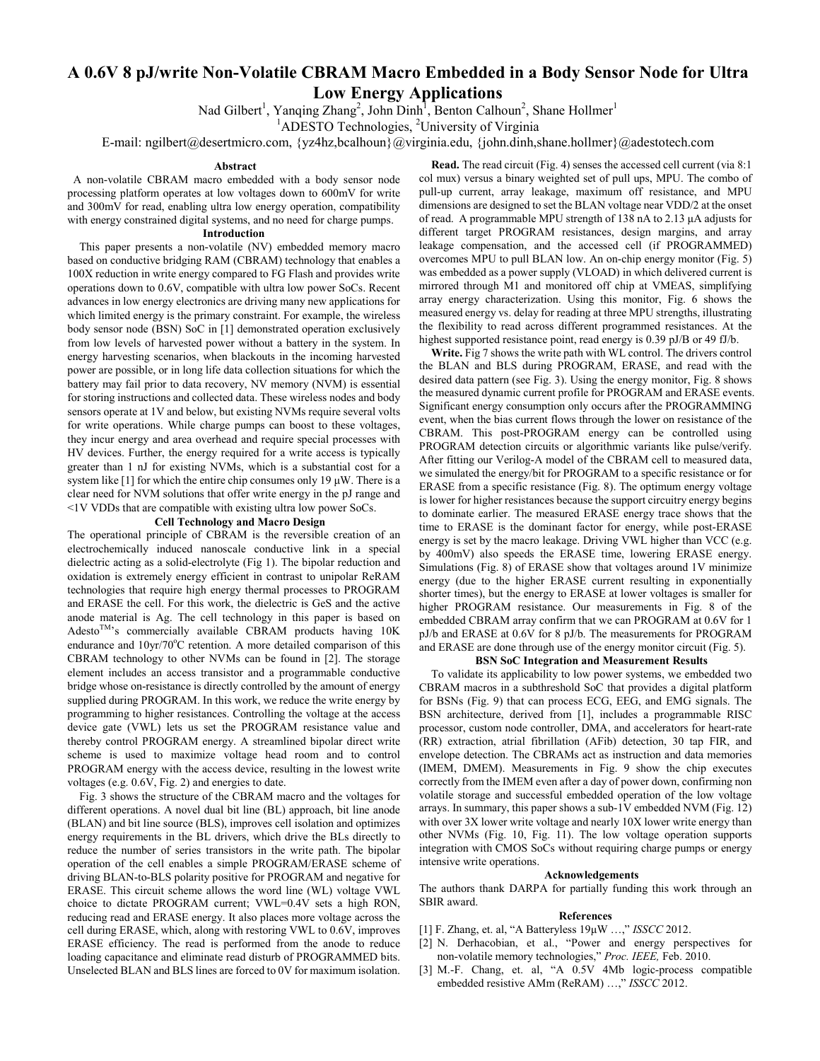# A 0.6V 8 pJ/write Non-Volatile CBRAM Macro Embedded in a Body Sensor Node for Ultra Low Energy Applications

Nad Gilbert[1], Yanqing Zhang[2], John Dinh[1], Benton Calhoun[2], Shane Hollmer[1]

[1]ADESTO Technologies, [2]University of Virginia

E-mail: ngilbert@desertmicro.com, {yz4hz,bcalhoun}@virginia.edu, {john.dinh,shane.hollmer}@adestotech.com

## Abstract

A non-volatile CBRAM macro embedded with a body sensor node processing platform operates at low voltages down to 600mV for write and 300mV for read, enabling ultra low energy operation, compatibility with energy constrained digital systems, and no need for charge pumps.

## Introduction

This paper presents a non-volatile (NV) embedded memory macro based on conductive bridging RAM (CBRAM) technology that enables a 100X reduction in write energy compared to FG Flash and provides write operations down to 0.6V, compatible with ultra low power SoCs. Recent advances in low energy electronics are driving many new applications for which limited energy is the primary constraint. For example, the wireless body sensor node (BSN) SoC in [1] demonstrated operation exclusively from low levels of harvested power without a battery in the system. In energy harvesting scenarios, when blackouts in the incoming harvested power are possible, or in long life data collection situations for which the battery may fail prior to data recovery, NV memory (NVM) is essential for storing instructions and collected data. These wireless nodes and body sensors operate at 1V and below, but existing NVMs require several volts for write operations. While charge pumps can boost to these voltages, they incur energy and area overhead and require special processes with HV devices. Further, the energy required for a write access is typically greater than 1 nJ for existing NVMs, which is a substantial cost for a system like [1] for which the entire chip consumes only 19 µW. There is a clear need for NVM solutions that offer write energy in the pJ range and <1V VDDs that are compatible with existing ultra low power SoCs.

## Cell Technology and Macro Design

The operational principle of CBRAM is the reversible creation of an electrochemically induced nanoscale conductive link in a special dielectric acting as a solid-electrolyte (Fig 1). The bipolar reduction and oxidation is extremely energy efficient in contrast to unipolar ReRAM technologies that require high energy thermal processes to PROGRAM and ERASE the cell. For this work, the dielectric is GeS and the active anode material is Ag. The cell technology in this paper is based on Adesto[TM]'s commercially available CBRAM products having 10K endurance and 10yr/70°C retention. A more detailed comparison of this CBRAM technology to other NVMs can be found in [2]. The storage element includes an access transistor and a programmable conductive bridge whose on-resistance is directly controlled by the amount of energy supplied during PROGRAM. In this work, we reduce the write energy by programming to higher resistances. Controlling the voltage at the access device gate (VWL) lets us set the PROGRAM resistance value and thereby control PROGRAM energy. A streamlined bipolar direct write scheme is used to maximize voltage head room and to control PROGRAM energy with the access device, resulting in the lowest write voltages (e.g. 0.6V, Fig. 2) and energies to date.

Fig. 3 shows the structure of the CBRAM macro and the voltages for different operations. A novel dual bit line (BL) approach, bit line anode (BLAN) and bit line source (BLS), improves cell isolation and optimizes energy requirements in the BL drivers, which drive the BLs directly to reduce the number of series transistors in the write path. The bipolar operation of the cell enables a simple PROGRAM/ERASE scheme of driving BLAN-to-BLS polarity positive for PROGRAM and negative for ERASE. This circuit scheme allows the word line (WL) voltage VWL choice to dictate PROGRAM current; VWL=0.4V sets a high RON, reducing read and ERASE energy. It also places more voltage across the cell during ERASE, which, along with restoring VWL to 0.6V, improves ERASE efficiency. The read is performed from the anode to reduce loading capacitance and eliminate read disturb of PROGRAMMED bits. Unselected BLAN and BLS lines are forced to 0V for maximum isolation.

**Read.** The read circuit (Fig. 4) senses the accessed cell current (via 8:1 col mux) versus a binary weighted set of pull ups, MPU. The combo of pull-up current, array leakage, maximum off resistance, and MPU dimensions are designed to set the BLAN voltage near VDD/2 at the onset of read. A programmable MPU strength of 138 nA to 2.13 µA adjusts for different target PROGRAM resistances, design margins, and array leakage compensation, and the accessed cell (if PROGRAMMED) overcomes MPU to pull BLAN low. An on-chip energy monitor (Fig. 5) was embedded as a power supply (VLOAD) in which delivered current is mirrored through M1 and monitored off chip at VMEAS, simplifying array energy characterization. Using this monitor, Fig. 6 shows the measured energy vs. delay for reading at three MPU strengths, illustrating the flexibility to read across different programmed resistances. At the highest supported resistance point, read energy is 0.39 pJ/B or 49 fJ/b.

**Write.** Fig 7 shows the write path with WL control. The drivers control the BLAN and BLS during PROGRAM, ERASE, and read with the desired data pattern (see Fig. 3). Using the energy monitor, Fig. 8 shows the measured dynamic current profile for PROGRAM and ERASE events. Significant energy consumption only occurs after the PROGRAMMING event, when the bias current flows through the lower on resistance of the CBRAM. This post-PROGRAM energy can be controlled using PROGRAM detection circuits or algorithmic variants like pulse/verify. After fitting our Verilog-A model of the CBRAM cell to measured data, we simulated the energy/bit for PROGRAM to a specific resistance or for ERASE from a specific resistance (Fig. 8). The optimum energy voltage is lower for higher resistances because the support circuitry energy begins to dominate earlier. The measured ERASE energy trace shows that the time to ERASE is the dominant factor for energy, while post-ERASE energy is set by the macro leakage. Driving VWL higher than VCC (e.g. by 400mV) also speeds the ERASE time, lowering ERASE energy. Simulations (Fig. 8) of ERASE show that voltages around 1V minimize energy (due to the higher ERASE current resulting in exponentially shorter times), but the energy to ERASE at lower voltages is smaller for higher PROGRAM resistance. Our measurements in Fig. 8 of the embedded CBRAM array confirm that we can PROGRAM at 0.6V for 1 pJ/b and ERASE at 0.6V for 8 pJ/b. The measurements for PROGRAM and ERASE are done through use of the energy monitor circuit (Fig. 5).

## BSN SoC Integration and Measurement Results

To validate its applicability to low power systems, we embedded two CBRAM macros in a subthreshold SoC that provides a digital platform for BSNs (Fig. 9) that can process ECG, EEG, and EMG signals. The BSN architecture, derived from [1], includes a programmable RISC processor, custom node controller, DMA, and accelerators for heart-rate (RR) extraction, atrial fibrillation (AFib) detection, 30 tap FIR, and envelope detection. The CBRAMs act as instruction and data memories (IMEM, DMEM). Measurements in Fig. 9 show the chip executes correctly from the IMEM even after a day of power down, confirming non volatile storage and successful embedded operation of the low voltage arrays. In summary, this paper shows a sub-1V embedded NVM (Fig. 12) with over 3X lower write voltage and nearly 10X lower write energy than other NVMs (Fig. 10, Fig. 11). The low voltage operation supports integration with CMOS SoCs without requiring charge pumps or energy intensive write operations.

## Acknowledgements

The authors thank DARPA for partially funding this work through an SBIR award.

## References

[1] F. Zhang, et. al, "A Batteryless 19µW …," *ISSCC* 2012.

[2] N. Derhacobian, et al., "Power and energy perspectives for non-volatile memory technologies," *Proc. IEEE,* Feb. 2010.

[3] M.-F. Chang, et. al, "A 0.5V 4Mb logic-process compatible embedded resistive AMm (ReRAM) …," *ISSCC* 2012.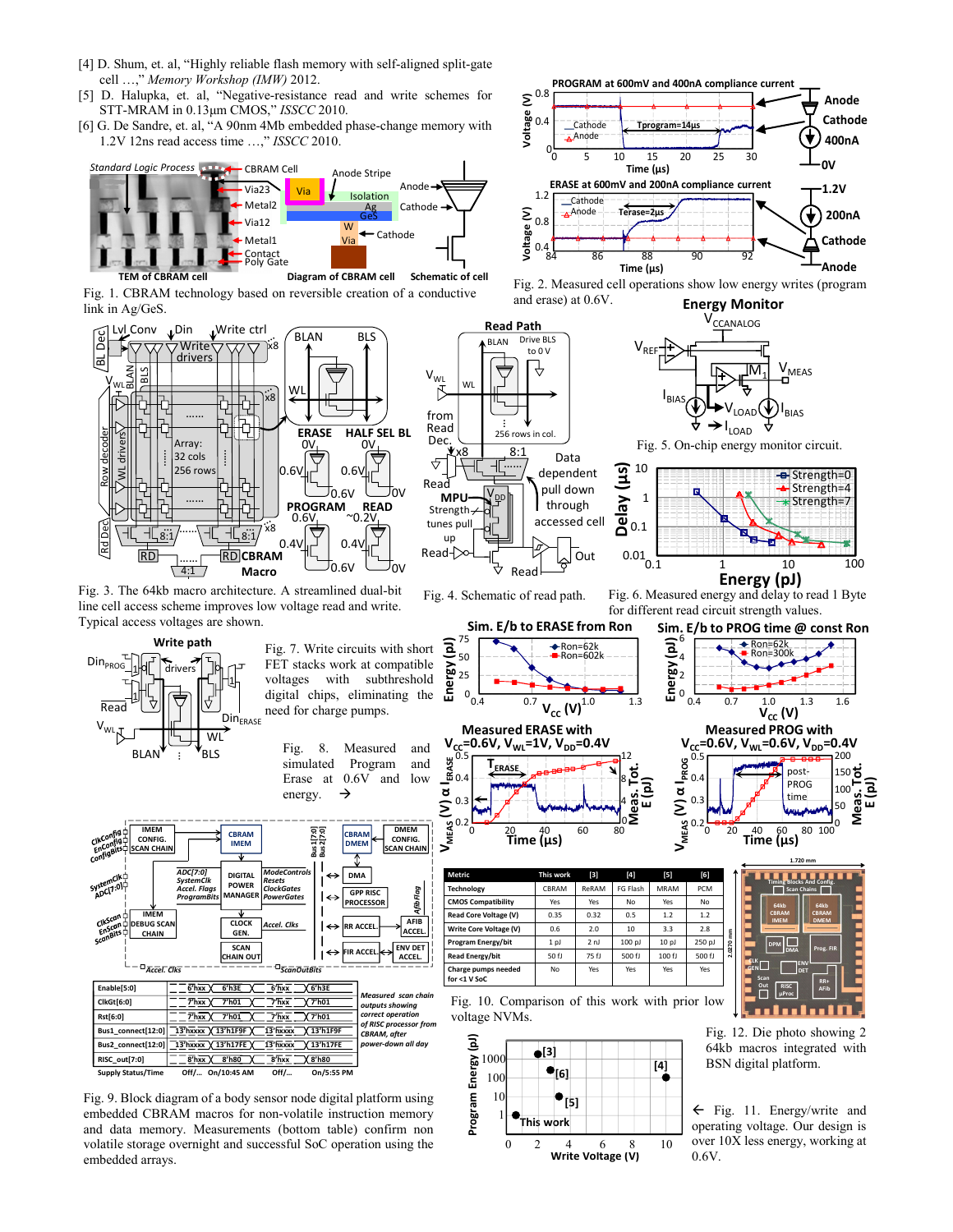[4] D. Shum, et. al, "Highly reliable flash memory with self-aligned split-gate cell …," *Memory Workshop (IMW)* 2012.

[5] D. Halupka, et. al, "Negative-resistance read and write schemes for STT-MRAM in 0.13μm CMOS," *ISSCC* 2010.

[6] G. De Sandre, et. al, "A 90nm 4Mb embedded phase-change memory with 1.2V 12ns read access time …," *ISSCC* 2010.

Standard Logic Process
CBRAM Cell
Via23
Metal2
Via12
Metal1
Contact
Poly Gate
TEM of CBRAM cell
Anode Stripe
Via
Isolation
Ag
GeS
W
Via
Cathode
Diagram of CBRAM cell
Anode
Cathode
Schematic of cell

Fig. 1. CBRAM technology based on reversible creation of a conductive link in Ag/GeS.

PROGRAM at 600mV and 400nA compliance current
Voltage (V)
Cathode
Anode
Tprogram=14μs
Time (μs)
Anode
Cathode
400nA
0V

ERASE at 600mV and 200nA compliance current
Voltage (V)
Cathode
Anode
Terase=2μs
Time (μs)
1.2V
200nA
Cathode
Anode

Fig. 2. Measured cell operations show low energy writes (program and erase) at 0.6V.

Lvl Conv
Din
Write ctrl
Write drivers
BL Dec
Row decoder
WL drivers
Array: 32 cols 256 rows
Rd Dec
RD
CBRAM Macro
BLAN
BLS
WL
ERASE
HALF SEL BL
PROGRAM
READ

Fig. 3. The 64kb macro architecture. A streamlined dual-bit line cell access scheme improves low voltage read and write. Typical access voltages are shown.

Read Path
Drive BLS to 0 V
256 rows in col.
from Read Dec.
Read
MPU
Strength tunes pull up
Data dependent pull down through accessed cell
Out
Read

Fig. 4. Schematic of read path.

Energy Monitor
$V_{CCANALOG}$
$V_{REF}$
$I_{BIAS}$
$V_{LOAD}$
$I_{LOAD}$
$V_{MEAS}$
$M_1$

Fig. 5. On-chip energy monitor circuit.

Delay (μs)
Energy (pJ)
Strength=0
Strength=4
Strength=7

Fig. 6. Measured energy and delay to read 1 Byte for different read circuit strength values.

Write path
$Din_{PROG}$
drivers
Read
$V_{WL}$
$Din_{ERASE}$
WL
BLAN
BLS

Fig. 7. Write circuits with short FET stacks work at compatible voltages with subthreshold digital chips, eliminating the need for charge pumps.

Fig. 8. Measured and simulated Program and Erase at 0.6V and low energy. →

Sim. E/b to ERASE from Ron
Ron=62k
Ron=602k
Energy (pJ)
$V_{CC}$ (V)

Sim. E/b to PROG time @ const Ron
Ron=62k
Ron=300k
Energy (pJ)
$V_{CC}$ (V)

Measured ERASE with $V_{CC}$=0.6V, $V_{WL}$=1V, $V_{DD}$=0.4V
$T_{ERASE}$
$V_{MEAS}$ (V) α $I_{ERASE}$
Meas. Tot. E (pJ)
Time (μs)

Measured PROG with $V_{CC}$=0.6V, $V_{WL}$=0.6V, $V_{DD}$=0.4V
post-PROG time
$V_{MEAS}$ (V) α $I_{PROG}$
Meas. Tot. E (pJ)
Time (μs)

| Metric | This work | [3] | [4] | [5] | [6] |
|---|---|---|---|---|---|
| Technology | CBRAM | ReRAM | FG Flash | MRAM | PCM |
| CMOS Compatibility | Yes | Yes | No | Yes | No |
| Read Core Voltage (V) | 0.35 | 0.32 | 0.5 | 1.2 | 1.2 |
| Write Core Voltage (V) | 0.6 | 2.0 | 10 | 3.3 | 2.8 |
| Program Energy/bit | 1 pJ | 2 nJ | 100 pJ | 10 pJ | 250 pJ |
| Read Energy/bit | 50 fJ | 75 fJ | 500 fJ | 100 fJ | 500 fJ |
| Charge pumps needed for <1 V SoC | No | Yes | Yes | Yes | Yes |

Fig. 10. Comparison of this work with prior low voltage NVMs.

| Enable[5:0] | 6'hxx | 6'h3E | 6'hxx | 6'h3E |
|---|---|---|---|---|
| ClkGt[6:0] | 7'hxx | 7'h01 | 7'hxx | 7'h01 |
| Rst[6:0] | 7'hxx | 7'h01 | 7'hxx | 7'h01 |
| Bus1_connect[12:0] | 13'hxxxx | 13'h1F9F | 13'hxxxx | 13'h1F9F |
| Bus2_connect[12:0] | 13'hxxxx | 13'h17FE | 13'hxxxx | 13'h17FE |
| RISC_out[7:0] | 8'hxx | 8'h80 | 8'hxx | 8'h80 |
| Supply Status/Time | Off/... | On/10:45 AM | Off/... | On/5:55 PM |

*Measured scan chain outputs showing correct operation of RISC processor from CBRAM, after power-down all day*

Fig. 9. Block diagram of a body sensor node digital platform using embedded CBRAM macros for non-volatile instruction memory and data memory. Measurements (bottom table) confirm non volatile storage overnight and successful SoC operation using the embedded arrays.

Program Energy (pJ)
Write Voltage (V)
[3]
[6]
[5]
[4]
This work

← Fig. 11. Energy/write and operating voltage. Our design is over 10X less energy, working at 0.6V.

1.720 mm
2.0270 mm
Timing Blocks and Config. Scan Chains
64kb CBRAM IMEM
64kb CBRAM DMEM

Fig. 12. Die photo showing 2 64kb macros integrated with BSN digital platform.